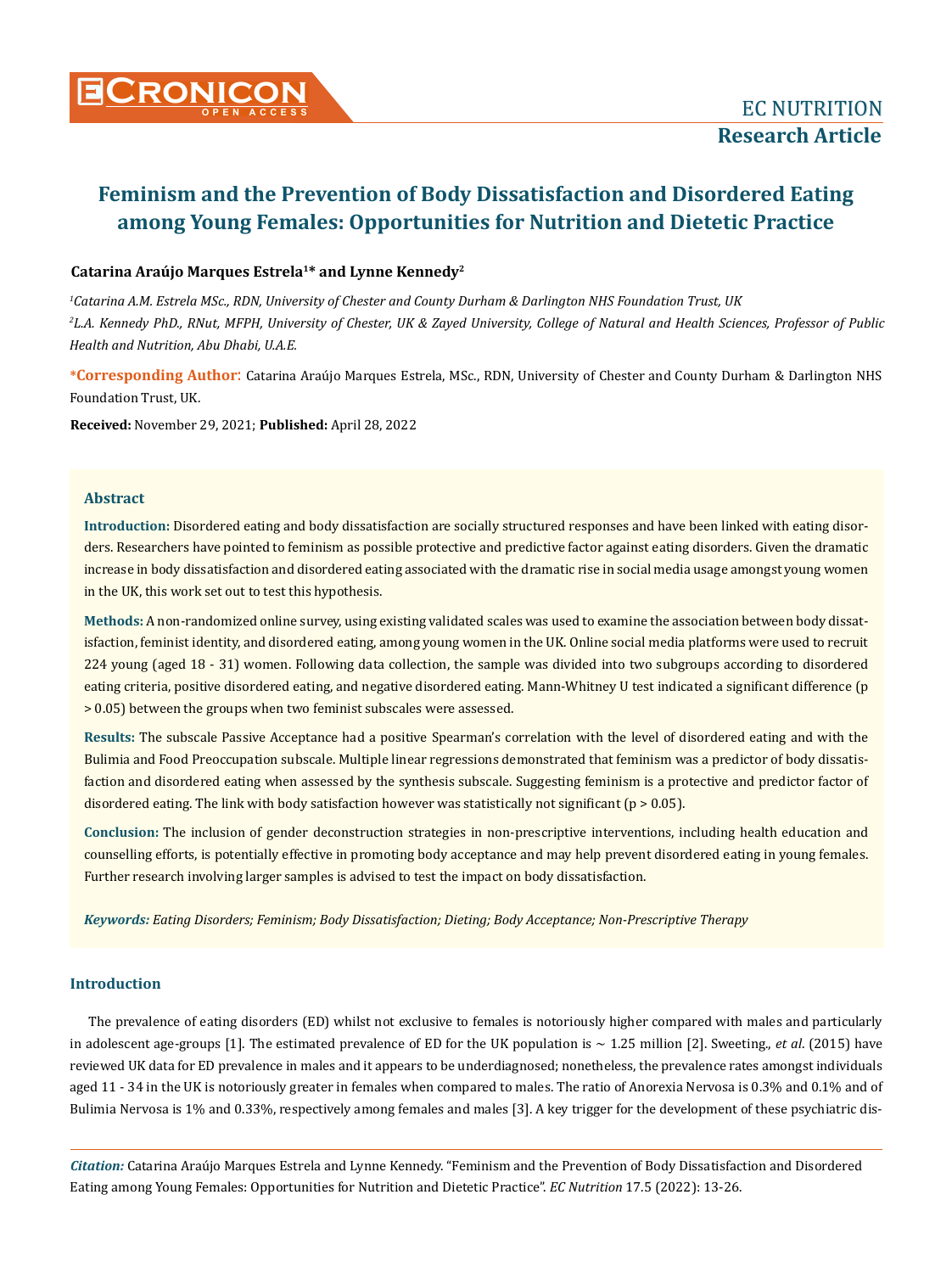EC NUTRITION
**Research Article**

# Feminism and the Prevention of Body Dissatisfaction and Disordered Eating among Young Females: Opportunities for Nutrition and Dietetic Practice

**Catarina Araújo Marques Estrela[1]* and Lynne Kennedy[2]**

*[1]Catarina A.M. Estrela MSc., RDN, University of Chester and County Durham & Darlington NHS Foundation Trust, UK*

*[2]L.A. Kennedy PhD., RNut, MFPH, University of Chester, UK & Zayed University, College of Natural and Health Sciences, Professor of Public Health and Nutrition, Abu Dhabi, U.A.E.*

**\*Corresponding Author:** Catarina Araújo Marques Estrela, MSc., RDN, University of Chester and County Durham & Darlington NHS Foundation Trust, UK.

**Received:** November 29, 2021; **Published:** April 28, 2022

## Abstract

**Introduction:** Disordered eating and body dissatisfaction are socially structured responses and have been linked with eating disorders. Researchers have pointed to feminism as possible protective and predictive factor against eating disorders. Given the dramatic increase in body dissatisfaction and disordered eating associated with the dramatic rise in social media usage amongst young women in the UK, this work set out to test this hypothesis.

**Methods:** A non-randomized online survey, using existing validated scales was used to examine the association between body dissatisfaction, feminist identity, and disordered eating, among young women in the UK. Online social media platforms were used to recruit 224 young (aged 18 - 31) women. Following data collection, the sample was divided into two subgroups according to disordered eating criteria, positive disordered eating, and negative disordered eating. Mann-Whitney U test indicated a significant difference ($p > 0.05$) between the groups when two feminist subscales were assessed.

**Results:** The subscale Passive Acceptance had a positive Spearman's correlation with the level of disordered eating and with the Bulimia and Food Preoccupation subscale. Multiple linear regressions demonstrated that feminism was a predictor of body dissatisfaction and disordered eating when assessed by the synthesis subscale. Suggesting feminism is a protective and predictor factor of disordered eating. The link with body satisfaction however was statistically not significant ($p > 0.05$).

**Conclusion:** The inclusion of gender deconstruction strategies in non-prescriptive interventions, including health education and counselling efforts, is potentially effective in promoting body acceptance and may help prevent disordered eating in young females. Further research involving larger samples is advised to test the impact on body dissatisfaction.

***Keywords:*** *Eating Disorders; Feminism; Body Dissatisfaction; Dieting; Body Acceptance; Non-Prescriptive Therapy*

## Introduction

The prevalence of eating disorders (ED) whilst not exclusive to females is notoriously higher compared with males and particularly in adolescent age-groups [1]. The estimated prevalence of ED for the UK population is ~ 1.25 million [2]. Sweeting., *et al.* (2015) have reviewed UK data for ED prevalence in males and it appears to be underdiagnosed; nonetheless, the prevalence rates amongst individuals aged 11 - 34 in the UK is notoriously greater in females when compared to males. The ratio of Anorexia Nervosa is 0.3% and 0.1% and of Bulimia Nervosa is 1% and 0.33%, respectively among females and males [3]. A key trigger for the development of these psychiatric dis-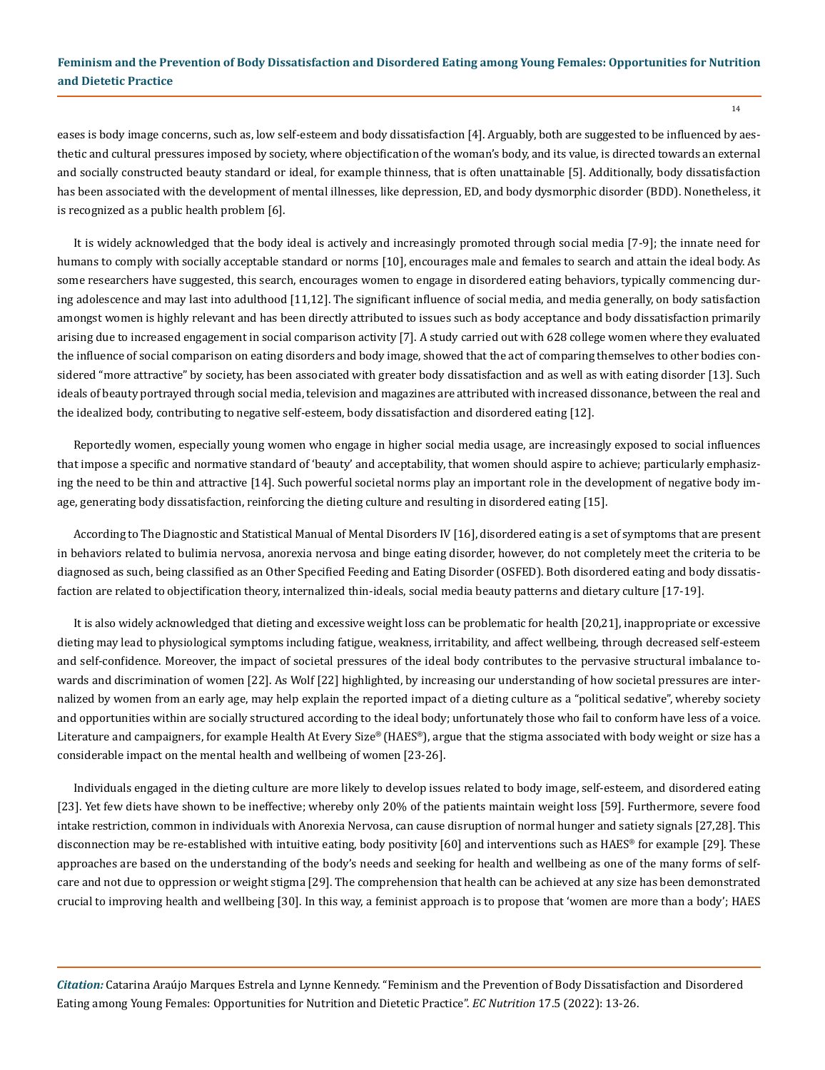eases is body image concerns, such as, low self-esteem and body dissatisfaction [4]. Arguably, both are suggested to be influenced by aesthetic and cultural pressures imposed by society, where objectification of the woman's body, and its value, is directed towards an external and socially constructed beauty standard or ideal, for example thinness, that is often unattainable [5]. Additionally, body dissatisfaction has been associated with the development of mental illnesses, like depression, ED, and body dysmorphic disorder (BDD). Nonetheless, it is recognized as a public health problem [6].

It is widely acknowledged that the body ideal is actively and increasingly promoted through social media [7-9]; the innate need for humans to comply with socially acceptable standard or norms [10], encourages male and females to search and attain the ideal body. As some researchers have suggested, this search, encourages women to engage in disordered eating behaviors, typically commencing during adolescence and may last into adulthood [11,12]. The significant influence of social media, and media generally, on body satisfaction amongst women is highly relevant and has been directly attributed to issues such as body acceptance and body dissatisfaction primarily arising due to increased engagement in social comparison activity [7]. A study carried out with 628 college women where they evaluated the influence of social comparison on eating disorders and body image, showed that the act of comparing themselves to other bodies considered "more attractive" by society, has been associated with greater body dissatisfaction and as well as with eating disorder [13]. Such ideals of beauty portrayed through social media, television and magazines are attributed with increased dissonance, between the real and the idealized body, contributing to negative self-esteem, body dissatisfaction and disordered eating [12].

Reportedly women, especially young women who engage in higher social media usage, are increasingly exposed to social influences that impose a specific and normative standard of 'beauty' and acceptability, that women should aspire to achieve; particularly emphasizing the need to be thin and attractive [14]. Such powerful societal norms play an important role in the development of negative body image, generating body dissatisfaction, reinforcing the dieting culture and resulting in disordered eating [15].

According to The Diagnostic and Statistical Manual of Mental Disorders IV [16], disordered eating is a set of symptoms that are present in behaviors related to bulimia nervosa, anorexia nervosa and binge eating disorder, however, do not completely meet the criteria to be diagnosed as such, being classified as an Other Specified Feeding and Eating Disorder (OSFED). Both disordered eating and body dissatisfaction are related to objectification theory, internalized thin-ideals, social media beauty patterns and dietary culture [17-19].

It is also widely acknowledged that dieting and excessive weight loss can be problematic for health [20,21], inappropriate or excessive dieting may lead to physiological symptoms including fatigue, weakness, irritability, and affect wellbeing, through decreased self-esteem and self-confidence. Moreover, the impact of societal pressures of the ideal body contributes to the pervasive structural imbalance towards and discrimination of women [22]. As Wolf [22] highlighted, by increasing our understanding of how societal pressures are internalized by women from an early age, may help explain the reported impact of a dieting culture as a "political sedative", whereby society and opportunities within are socially structured according to the ideal body; unfortunately those who fail to conform have less of a voice. Literature and campaigners, for example Health At Every Size® (HAES®), argue that the stigma associated with body weight or size has a considerable impact on the mental health and wellbeing of women [23-26].

Individuals engaged in the dieting culture are more likely to develop issues related to body image, self-esteem, and disordered eating [23]. Yet few diets have shown to be ineffective; whereby only 20% of the patients maintain weight loss [59]. Furthermore, severe food intake restriction, common in individuals with Anorexia Nervosa, can cause disruption of normal hunger and satiety signals [27,28]. This disconnection may be re-established with intuitive eating, body positivity [60] and interventions such as HAES® for example [29]. These approaches are based on the understanding of the body's needs and seeking for health and wellbeing as one of the many forms of self-care and not due to oppression or weight stigma [29]. The comprehension that health can be achieved at any size has been demonstrated crucial to improving health and wellbeing [30]. In this way, a feminist approach is to propose that 'women are more than a body'; HAES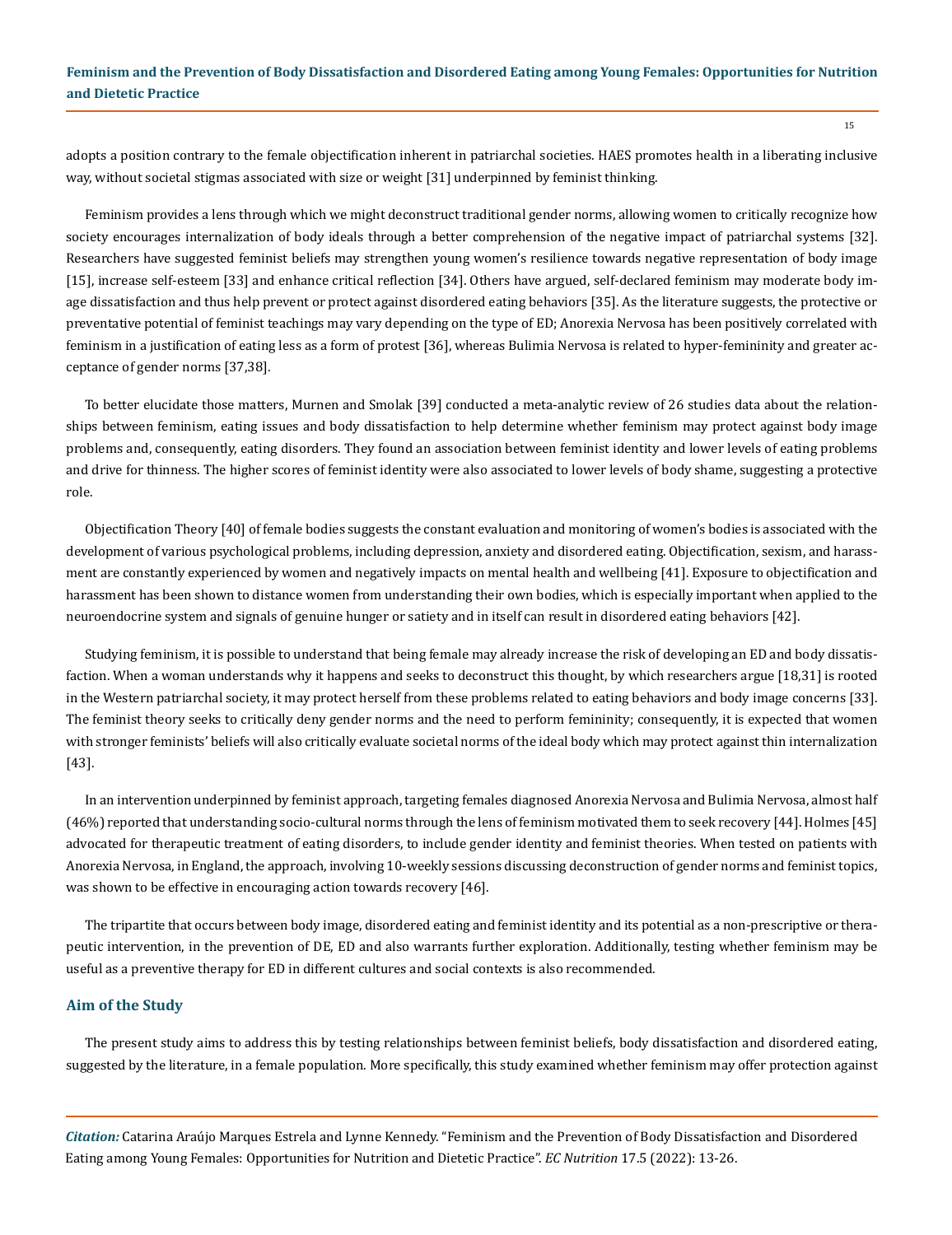adopts a position contrary to the female objectification inherent in patriarchal societies. HAES promotes health in a liberating inclusive way, without societal stigmas associated with size or weight [31] underpinned by feminist thinking.

Feminism provides a lens through which we might deconstruct traditional gender norms, allowing women to critically recognize how society encourages internalization of body ideals through a better comprehension of the negative impact of patriarchal systems [32]. Researchers have suggested feminist beliefs may strengthen young women's resilience towards negative representation of body image [15], increase self-esteem [33] and enhance critical reflection [34]. Others have argued, self-declared feminism may moderate body image dissatisfaction and thus help prevent or protect against disordered eating behaviors [35]. As the literature suggests, the protective or preventative potential of feminist teachings may vary depending on the type of ED; Anorexia Nervosa has been positively correlated with feminism in a justification of eating less as a form of protest [36], whereas Bulimia Nervosa is related to hyper-femininity and greater acceptance of gender norms [37,38].

To better elucidate those matters, Murnen and Smolak [39] conducted a meta-analytic review of 26 studies data about the relationships between feminism, eating issues and body dissatisfaction to help determine whether feminism may protect against body image problems and, consequently, eating disorders. They found an association between feminist identity and lower levels of eating problems and drive for thinness. The higher scores of feminist identity were also associated to lower levels of body shame, suggesting a protective role.

Objectification Theory [40] of female bodies suggests the constant evaluation and monitoring of women's bodies is associated with the development of various psychological problems, including depression, anxiety and disordered eating. Objectification, sexism, and harassment are constantly experienced by women and negatively impacts on mental health and wellbeing [41]. Exposure to objectification and harassment has been shown to distance women from understanding their own bodies, which is especially important when applied to the neuroendocrine system and signals of genuine hunger or satiety and in itself can result in disordered eating behaviors [42].

Studying feminism, it is possible to understand that being female may already increase the risk of developing an ED and body dissatisfaction. When a woman understands why it happens and seeks to deconstruct this thought, by which researchers argue [18,31] is rooted in the Western patriarchal society, it may protect herself from these problems related to eating behaviors and body image concerns [33]. The feminist theory seeks to critically deny gender norms and the need to perform femininity; consequently, it is expected that women with stronger feminists' beliefs will also critically evaluate societal norms of the ideal body which may protect against thin internalization [43].

In an intervention underpinned by feminist approach, targeting females diagnosed Anorexia Nervosa and Bulimia Nervosa, almost half (46%) reported that understanding socio-cultural norms through the lens of feminism motivated them to seek recovery [44]. Holmes [45] advocated for therapeutic treatment of eating disorders, to include gender identity and feminist theories. When tested on patients with Anorexia Nervosa, in England, the approach, involving 10-weekly sessions discussing deconstruction of gender norms and feminist topics, was shown to be effective in encouraging action towards recovery [46].

The tripartite that occurs between body image, disordered eating and feminist identity and its potential as a non-prescriptive or therapeutic intervention, in the prevention of DE, ED and also warrants further exploration. Additionally, testing whether feminism may be useful as a preventive therapy for ED in different cultures and social contexts is also recommended.

## Aim of the Study

The present study aims to address this by testing relationships between feminist beliefs, body dissatisfaction and disordered eating, suggested by the literature, in a female population. More specifically, this study examined whether feminism may offer protection against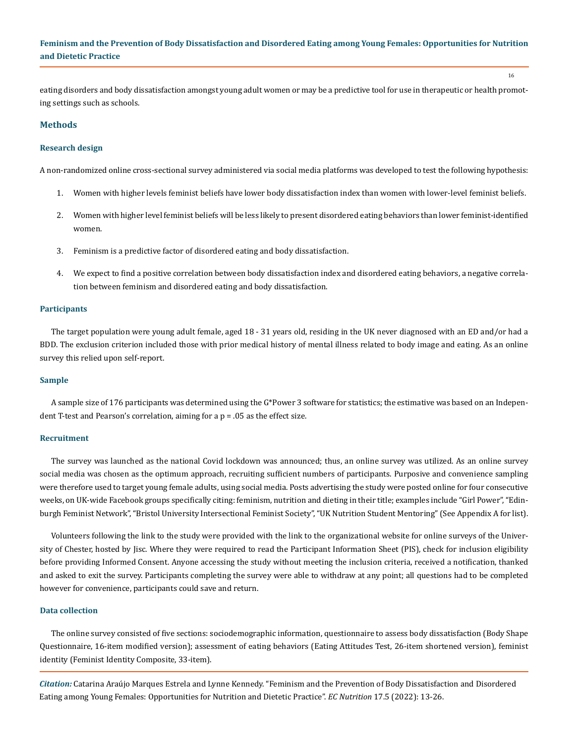eating disorders and body dissatisfaction amongst young adult women or may be a predictive tool for use in therapeutic or health promoting settings such as schools.

## Methods

### Research design

A non-randomized online cross-sectional survey administered via social media platforms was developed to test the following hypothesis:

1. Women with higher levels feminist beliefs have lower body dissatisfaction index than women with lower-level feminist beliefs.
2. Women with higher level feminist beliefs will be less likely to present disordered eating behaviors than lower feminist-identified women.
3. Feminism is a predictive factor of disordered eating and body dissatisfaction.
4. We expect to find a positive correlation between body dissatisfaction index and disordered eating behaviors, a negative correlation between feminism and disordered eating and body dissatisfaction.

### Participants

The target population were young adult female, aged 18 - 31 years old, residing in the UK never diagnosed with an ED and/or had a BDD. The exclusion criterion included those with prior medical history of mental illness related to body image and eating. As an online survey this relied upon self-report.

### Sample

A sample size of 176 participants was determined using the G*Power 3 software for statistics; the estimative was based on an Independent T-test and Pearson's correlation, aiming for a p = .05 as the effect size.

### Recruitment

The survey was launched as the national Covid lockdown was announced; thus, an online survey was utilized. As an online survey social media was chosen as the optimum approach, recruiting sufficient numbers of participants. Purposive and convenience sampling were therefore used to target young female adults, using social media. Posts advertising the study were posted online for four consecutive weeks, on UK-wide Facebook groups specifically citing: feminism, nutrition and dieting in their title; examples include "Girl Power", "Edinburgh Feminist Network", "Bristol University Intersectional Feminist Society", "UK Nutrition Student Mentoring" (See Appendix A for list).

Volunteers following the link to the study were provided with the link to the organizational website for online surveys of the University of Chester, hosted by Jisc. Where they were required to read the Participant Information Sheet (PIS), check for inclusion eligibility before providing Informed Consent. Anyone accessing the study without meeting the inclusion criteria, received a notification, thanked and asked to exit the survey. Participants completing the survey were able to withdraw at any point; all questions had to be completed however for convenience, participants could save and return.

### Data collection

The online survey consisted of five sections: sociodemographic information, questionnaire to assess body dissatisfaction (Body Shape Questionnaire, 16-item modified version); assessment of eating behaviors (Eating Attitudes Test, 26-item shortened version), feminist identity (Feminist Identity Composite, 33-item).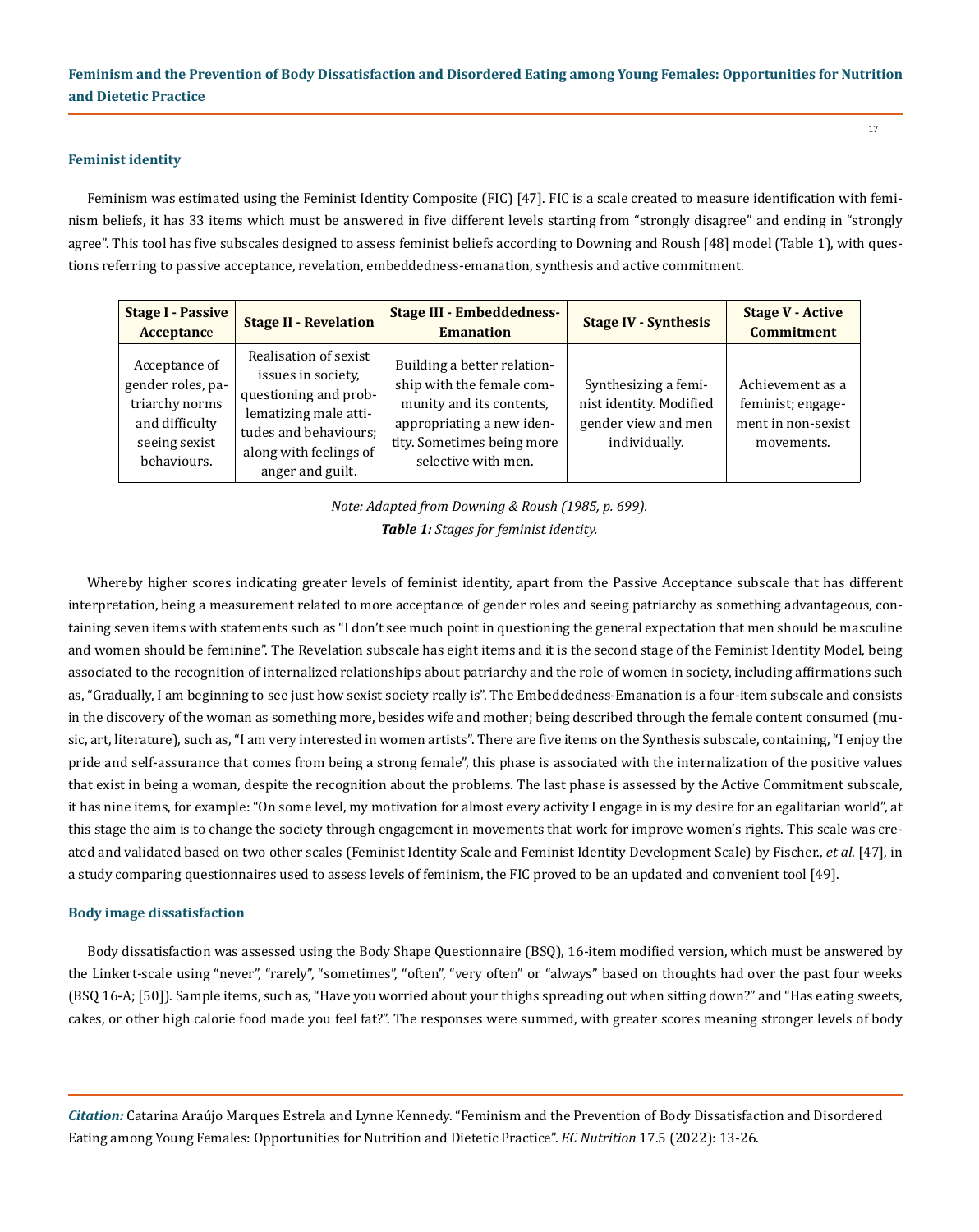### Feminist identity

Feminism was estimated using the Feminist Identity Composite (FIC) [47]. FIC is a scale created to measure identification with feminism beliefs, it has 33 items which must be answered in five different levels starting from "strongly disagree" and ending in "strongly agree". This tool has five subscales designed to assess feminist beliefs according to Downing and Roush [48] model (Table 1), with questions referring to passive acceptance, revelation, embeddedness-emanation, synthesis and active commitment.

| Stage I - Passive Acceptance | Stage II - Revelation | Stage III - Embeddedness-Emanation | Stage IV - Synthesis | Stage V - Active Commitment |
|---|---|---|---|---|
| Acceptance of gender roles, patriarchy norms and difficulty seeing sexist behaviours. | Realisation of sexist issues in society, questioning and problematizing male attitudes and behaviours; along with feelings of anger and guilt. | Building a better relationship with the female community and its contents, appropriating a new identity. Sometimes being more selective with men. | Synthesizing a feminist identity. Modified gender view and men individually. | Achievement as a feminist; engagement in non-sexist movements. |

*Note: Adapted from Downing & Roush (1985, p. 699).*

***Table 1:*** *Stages for feminist identity.*

Whereby higher scores indicating greater levels of feminist identity, apart from the Passive Acceptance subscale that has different interpretation, being a measurement related to more acceptance of gender roles and seeing patriarchy as something advantageous, containing seven items with statements such as "I don't see much point in questioning the general expectation that men should be masculine and women should be feminine". The Revelation subscale has eight items and it is the second stage of the Feminist Identity Model, being associated to the recognition of internalized relationships about patriarchy and the role of women in society, including affirmations such as, "Gradually, I am beginning to see just how sexist society really is". The Embeddedness-Emanation is a four-item subscale and consists in the discovery of the woman as something more, besides wife and mother; being described through the female content consumed (music, art, literature), such as, "I am very interested in women artists". There are five items on the Synthesis subscale, containing, "I enjoy the pride and self-assurance that comes from being a strong female", this phase is associated with the internalization of the positive values that exist in being a woman, despite the recognition about the problems. The last phase is assessed by the Active Commitment subscale, it has nine items, for example: "On some level, my motivation for almost every activity I engage in is my desire for an egalitarian world", at this stage the aim is to change the society through engagement in movements that work for improve women's rights. This scale was created and validated based on two other scales (Feminist Identity Scale and Feminist Identity Development Scale) by Fischer., *et al*. [47], in a study comparing questionnaires used to assess levels of feminism, the FIC proved to be an updated and convenient tool [49].

### Body image dissatisfaction

Body dissatisfaction was assessed using the Body Shape Questionnaire (BSQ), 16-item modified version, which must be answered by the Linkert-scale using "never", "rarely", "sometimes", "often", "very often" or "always" based on thoughts had over the past four weeks (BSQ 16-A; [50]). Sample items, such as, "Have you worried about your thighs spreading out when sitting down?" and "Has eating sweets, cakes, or other high calorie food made you feel fat?". The responses were summed, with greater scores meaning stronger levels of body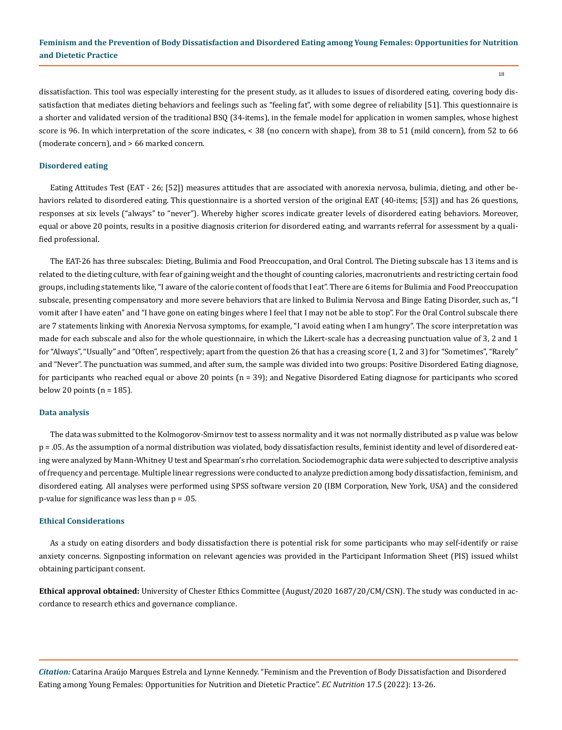dissatisfaction. This tool was especially interesting for the present study, as it alludes to issues of disordered eating, covering body dissatisfaction that mediates dieting behaviors and feelings such as "feeling fat", with some degree of reliability [51]. This questionnaire is a shorter and validated version of the traditional BSQ (34-items), in the female model for application in women samples, whose highest score is 96. In which interpretation of the score indicates, < 38 (no concern with shape), from 38 to 51 (mild concern), from 52 to 66 (moderate concern), and > 66 marked concern.

### Disordered eating

Eating Attitudes Test (EAT - 26; [52]) measures attitudes that are associated with anorexia nervosa, bulimia, dieting, and other behaviors related to disordered eating. This questionnaire is a shorted version of the original EAT (40-items; [53]) and has 26 questions, responses at six levels ("always" to "never"). Whereby higher scores indicate greater levels of disordered eating behaviors. Moreover, equal or above 20 points, results in a positive diagnosis criterion for disordered eating, and warrants referral for assessment by a qualified professional.

The EAT-26 has three subscales: Dieting, Bulimia and Food Preoccupation, and Oral Control. The Dieting subscale has 13 items and is related to the dieting culture, with fear of gaining weight and the thought of counting calories, macronutrients and restricting certain food groups, including statements like, "I aware of the calorie content of foods that I eat". There are 6 items for Bulimia and Food Preoccupation subscale, presenting compensatory and more severe behaviors that are linked to Bulimia Nervosa and Binge Eating Disorder, such as, "I vomit after I have eaten" and "I have gone on eating binges where I feel that I may not be able to stop". For the Oral Control subscale there are 7 statements linking with Anorexia Nervosa symptoms, for example, "I avoid eating when I am hungry". The score interpretation was made for each subscale and also for the whole questionnaire, in which the Likert-scale has a decreasing punctuation value of 3, 2 and 1 for "Always", "Usually" and "Often", respectively; apart from the question 26 that has a creasing score (1, 2 and 3) for "Sometimes", "Rarely" and "Never". The punctuation was summed, and after sum, the sample was divided into two groups: Positive Disordered Eating diagnose, for participants who reached equal or above 20 points (n = 39); and Negative Disordered Eating diagnose for participants who scored below 20 points (n = 185).

### Data analysis

The data was submitted to the Kolmogorov-Smirnov test to assess normality and it was not normally distributed as p value was below $p = .05$. As the assumption of a normal distribution was violated, body dissatisfaction results, feminist identity and level of disordered eating were analyzed by Mann-Whitney U test and Spearman's rho correlation. Sociodemographic data were subjected to descriptive analysis of frequency and percentage. Multiple linear regressions were conducted to analyze prediction among body dissatisfaction, feminism, and disordered eating. All analyses were performed using SPSS software version 20 (IBM Corporation, New York, USA) and the considered p-value for significance was less than $p = .05$.

### Ethical Considerations

As a study on eating disorders and body dissatisfaction there is potential risk for some participants who may self-identify or raise anxiety concerns. Signposting information on relevant agencies was provided in the Participant Information Sheet (PIS) issued whilst obtaining participant consent.

**Ethical approval obtained:** University of Chester Ethics Committee (August/2020 1687/20/CM/CSN). The study was conducted in accordance to research ethics and governance compliance.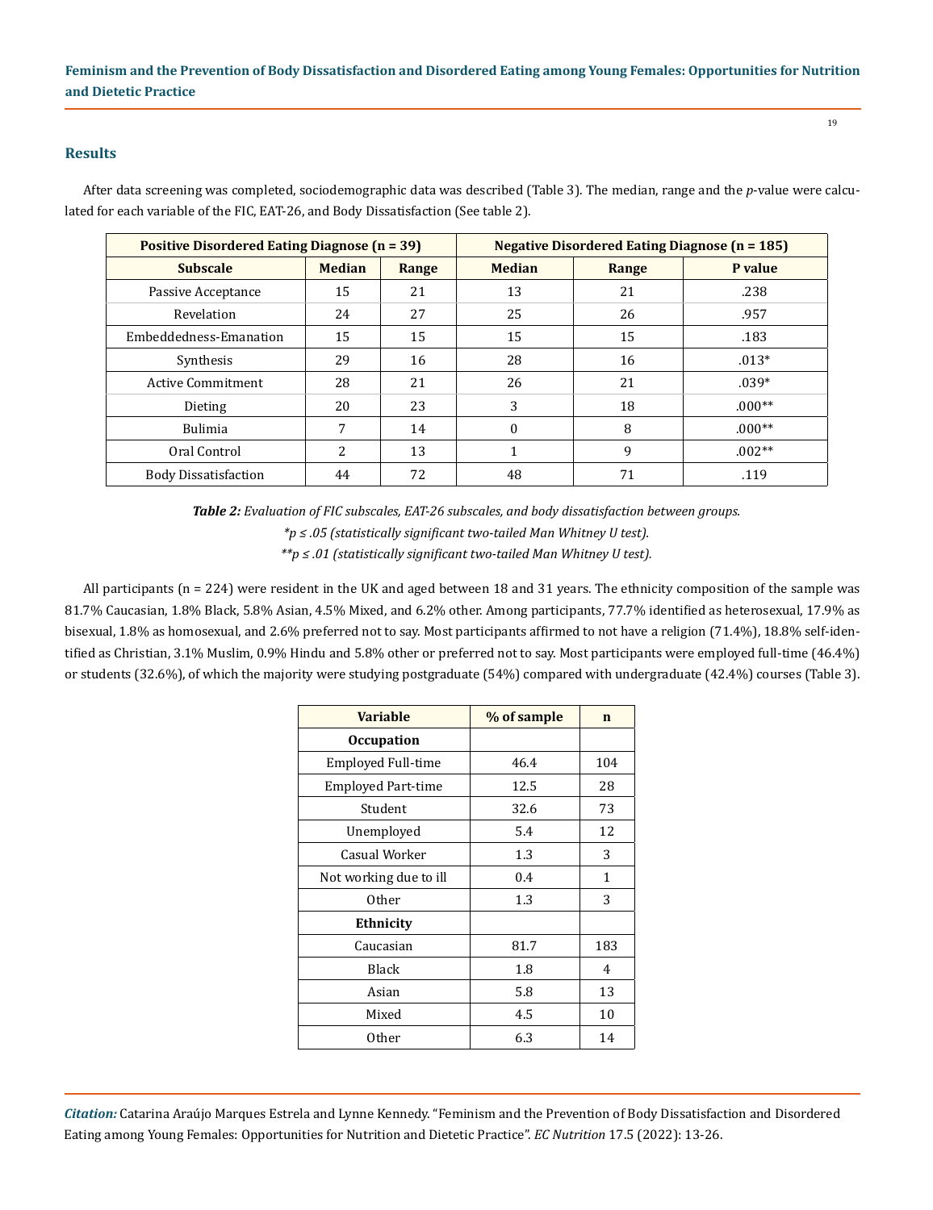## Results

After data screening was completed, sociodemographic data was described (Table 3). The median, range and the *p*-value were calculated for each variable of the FIC, EAT-26, and Body Dissatisfaction (See table 2).

| Positive Disordered Eating Diagnose (n = 39) | | | Negative Disordered Eating Diagnose (n = 185) | | |
|---|---|---|---|---|---|
| **Subscale** | **Median** | **Range** | **Median** | **Range** | **P value** |
| Passive Acceptance | 15 | 21 | 13 | 21 | .238 |
| Revelation | 24 | 27 | 25 | 26 | .957 |
| Embeddedness-Emanation | 15 | 15 | 15 | 15 | .183 |
| Synthesis | 29 | 16 | 28 | 16 | .013* |
| Active Commitment | 28 | 21 | 26 | 21 | .039* |
| Dieting | 20 | 23 | 3 | 18 | .000** |
| Bulimia | 7 | 14 | 0 | 8 | .000** |
| Oral Control | 2 | 13 | 1 | 9 | .002** |
| Body Dissatisfaction | 44 | 72 | 48 | 71 | .119 |

***Table 2:*** *Evaluation of FIC subscales, EAT-26 subscales, and body dissatisfaction between groups.*
**p ≤ .05 (statistically significant two-tailed Man Whitney U test).*
***p ≤ .01 (statistically significant two-tailed Man Whitney U test).*

All participants (n = 224) were resident in the UK and aged between 18 and 31 years. The ethnicity composition of the sample was 81.7% Caucasian, 1.8% Black, 5.8% Asian, 4.5% Mixed, and 6.2% other. Among participants, 77.7% identified as heterosexual, 17.9% as bisexual, 1.8% as homosexual, and 2.6% preferred not to say. Most participants affirmed to not have a religion (71.4%), 18.8% self-identified as Christian, 3.1% Muslim, 0.9% Hindu and 5.8% other or preferred not to say. Most participants were employed full-time (46.4%) or students (32.6%), of which the majority were studying postgraduate (54%) compared with undergraduate (42.4%) courses (Table 3).

| Variable | % of sample | n |
|---|---|---|
| **Occupation** | | |
| Employed Full-time | 46.4 | 104 |
| Employed Part-time | 12.5 | 28 |
| Student | 32.6 | 73 |
| Unemployed | 5.4 | 12 |
| Casual Worker | 1.3 | 3 |
| Not working due to ill | 0.4 | 1 |
| Other | 1.3 | 3 |
| **Ethnicity** | | |
| Caucasian | 81.7 | 183 |
| Black | 1.8 | 4 |
| Asian | 5.8 | 13 |
| Mixed | 4.5 | 10 |
| Other | 6.3 | 14 |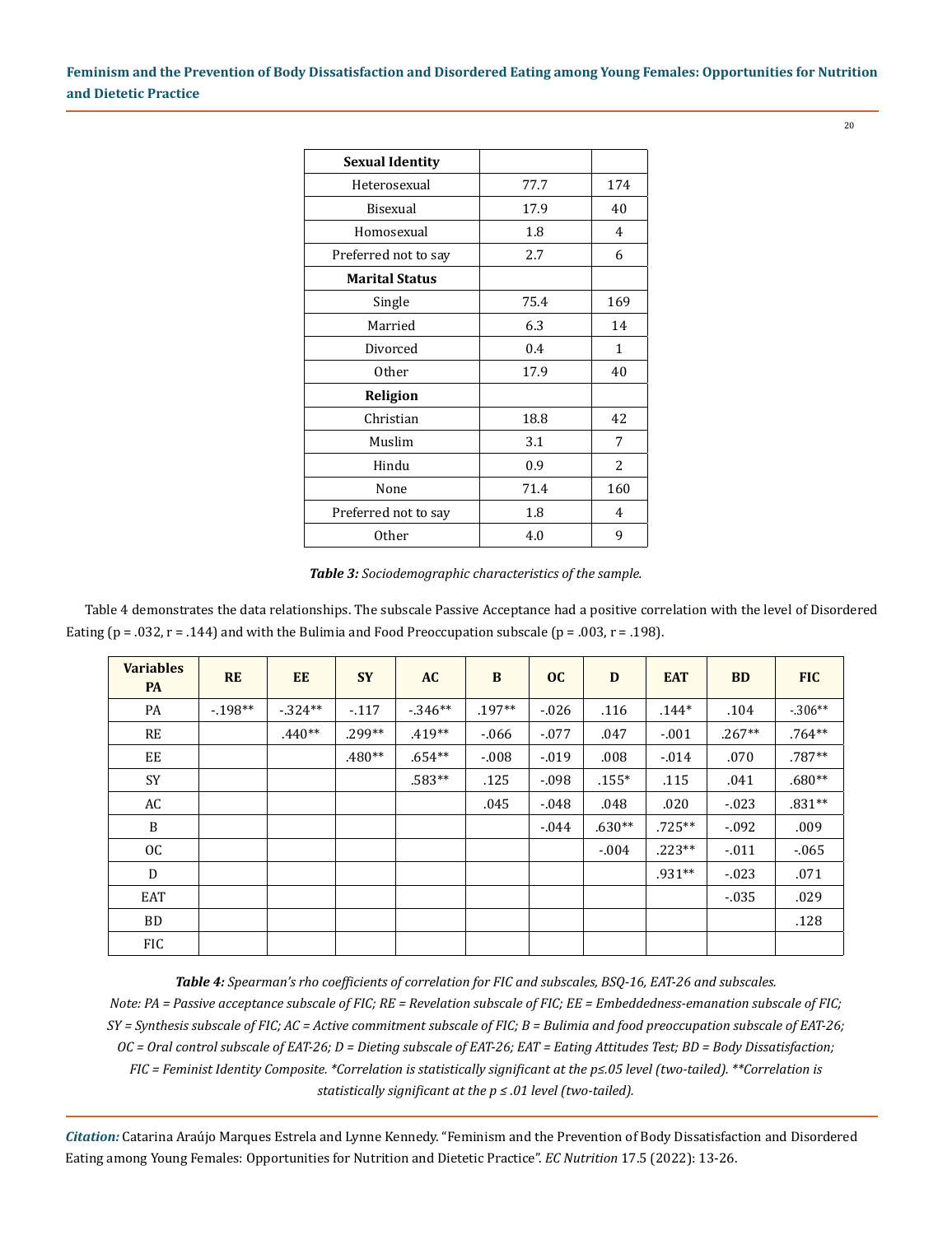| Sexual Identity | | |
|---|---|---|
| Heterosexual | 77.7 | 174 |
| Bisexual | 17.9 | 40 |
| Homosexual | 1.8 | 4 |
| Preferred not to say | 2.7 | 6 |
| **Marital Status** | | |
| Single | 75.4 | 169 |
| Married | 6.3 | 14 |
| Divorced | 0.4 | 1 |
| Other | 17.9 | 40 |
| **Religion** | | |
| Christian | 18.8 | 42 |
| Muslim | 3.1 | 7 |
| Hindu | 0.9 | 2 |
| None | 71.4 | 160 |
| Preferred not to say | 1.8 | 4 |
| Other | 4.0 | 9 |

***Table 3:*** *Sociodemographic characteristics of the sample.*

Table 4 demonstrates the data relationships. The subscale Passive Acceptance had a positive correlation with the level of Disordered Eating (p = .032, r = .144) and with the Bulimia and Food Preoccupation subscale (p = .003, r = .198).

| Variables PA | RE | EE | SY | AC | B | OC | D | EAT | BD | FIC |
|---|---|---|---|---|---|---|---|---|---|---|
| PA | -.198** | -.324** | -.117 | -.346** | .197** | -.026 | .116 | .144* | .104 | -.306** |
| RE | | .440** | .299** | .419** | -.066 | -.077 | .047 | -.001 | .267** | .764** |
| EE | | | .480** | .654** | -.008 | -.019 | .008 | -.014 | .070 | .787** |
| SY | | | | .583** | .125 | -.098 | .155* | .115 | .041 | .680** |
| AC | | | | | .045 | -.048 | .048 | .020 | -.023 | .831** |
| B | | | | | | -.044 | .630** | .725** | -.092 | .009 |
| OC | | | | | | | -.004 | .223** | -.011 | -.065 |
| D | | | | | | | | .931** | -.023 | .071 |
| EAT | | | | | | | | | -.035 | .029 |
| BD | | | | | | | | | | .128 |
| FIC | | | | | | | | | | |

***Table 4:*** *Spearman's rho coefficients of correlation for FIC and subscales, BSQ-16, EAT-26 and subscales.*
*Note: PA = Passive acceptance subscale of FIC; RE = Revelation subscale of FIC; EE = Embeddedness-emanation subscale of FIC; SY = Synthesis subscale of FIC; AC = Active commitment subscale of FIC; B = Bulimia and food preoccupation subscale of EAT-26; OC = Oral control subscale of EAT-26; D = Dieting subscale of EAT-26; EAT = Eating Attitudes Test; BD = Body Dissatisfaction; FIC = Feminist Identity Composite. *Correlation is statistically significant at the p≤.05 level (two-tailed). **Correlation is statistically significant at the p ≤ .01 level (two-tailed).*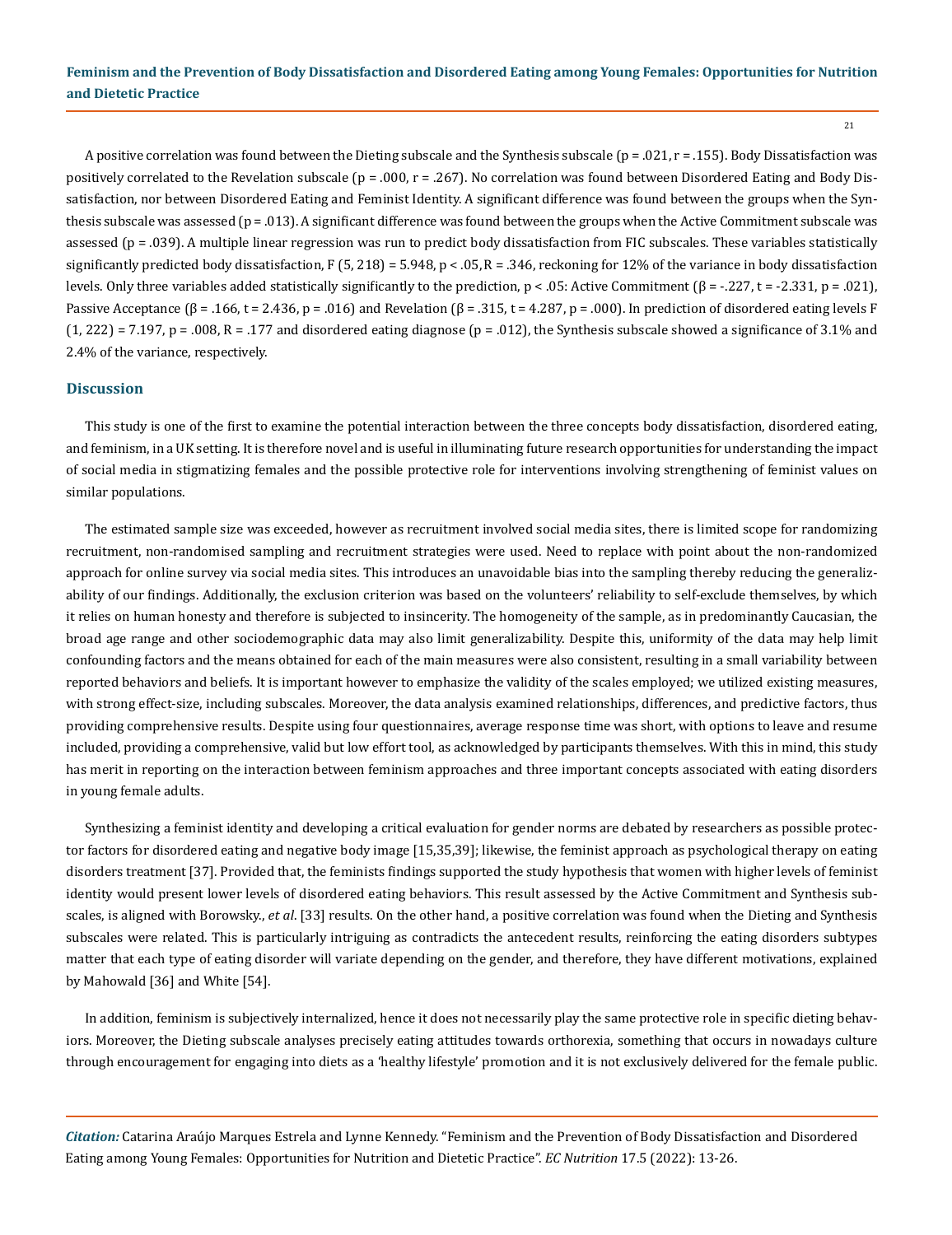A positive correlation was found between the Dieting subscale and the Synthesis subscale ($p = .021$, $r = .155$). Body Dissatisfaction was positively correlated to the Revelation subscale ($p = .000$, $r = .267$). No correlation was found between Disordered Eating and Body Dissatisfaction, nor between Disordered Eating and Feminist Identity. A significant difference was found between the groups when the Synthesis subscale was assessed ($p = .013$). A significant difference was found between the groups when the Active Commitment subscale was assessed ($p = .039$). A multiple linear regression was run to predict body dissatisfaction from FIC subscales. These variables statistically significantly predicted body dissatisfaction, $F (5, 218) = 5.948$, $p < .05$, $R = .346$, reckoning for 12% of the variance in body dissatisfaction levels. Only three variables added statistically significantly to the prediction, $p < .05$: Active Commitment ($\beta = -.227$, $t = -2.331$, $p = .021$), Passive Acceptance ($\beta = .166$, $t = 2.436$, $p = .016$) and Revelation ($\beta = .315$, $t = 4.287$, $p = .000$). In prediction of disordered eating levels $F (1, 222) = 7.197$, $p = .008$, $R = .177$ and disordered eating diagnose ($p = .012$), the Synthesis subscale showed a significance of 3.1% and 2.4% of the variance, respectively.

## Discussion

This study is one of the first to examine the potential interaction between the three concepts body dissatisfaction, disordered eating, and feminism, in a UK setting. It is therefore novel and is useful in illuminating future research opportunities for understanding the impact of social media in stigmatizing females and the possible protective role for interventions involving strengthening of feminist values on similar populations.

The estimated sample size was exceeded, however as recruitment involved social media sites, there is limited scope for randomizing recruitment, non-randomised sampling and recruitment strategies were used. Need to replace with point about the non-randomized approach for online survey via social media sites. This introduces an unavoidable bias into the sampling thereby reducing the generalizability of our findings. Additionally, the exclusion criterion was based on the volunteers' reliability to self-exclude themselves, by which it relies on human honesty and therefore is subjected to insincerity. The homogeneity of the sample, as in predominantly Caucasian, the broad age range and other sociodemographic data may also limit generalizability. Despite this, uniformity of the data may help limit confounding factors and the means obtained for each of the main measures were also consistent, resulting in a small variability between reported behaviors and beliefs. It is important however to emphasize the validity of the scales employed; we utilized existing measures, with strong effect-size, including subscales. Moreover, the data analysis examined relationships, differences, and predictive factors, thus providing comprehensive results. Despite using four questionnaires, average response time was short, with options to leave and resume included, providing a comprehensive, valid but low effort tool, as acknowledged by participants themselves. With this in mind, this study has merit in reporting on the interaction between feminism approaches and three important concepts associated with eating disorders in young female adults.

Synthesizing a feminist identity and developing a critical evaluation for gender norms are debated by researchers as possible protector factors for disordered eating and negative body image [15,35,39]; likewise, the feminist approach as psychological therapy on eating disorders treatment [37]. Provided that, the feminists findings supported the study hypothesis that women with higher levels of feminist identity would present lower levels of disordered eating behaviors. This result assessed by the Active Commitment and Synthesis subscales, is aligned with Borowsky., *et al*. [33] results. On the other hand, a positive correlation was found when the Dieting and Synthesis subscales were related. This is particularly intriguing as contradicts the antecedent results, reinforcing the eating disorders subtypes matter that each type of eating disorder will variate depending on the gender, and therefore, they have different motivations, explained by Mahowald [36] and White [54].

In addition, feminism is subjectively internalized, hence it does not necessarily play the same protective role in specific dieting behaviors. Moreover, the Dieting subscale analyses precisely eating attitudes towards orthorexia, something that occurs in nowadays culture through encouragement for engaging into diets as a 'healthy lifestyle' promotion and it is not exclusively delivered for the female public.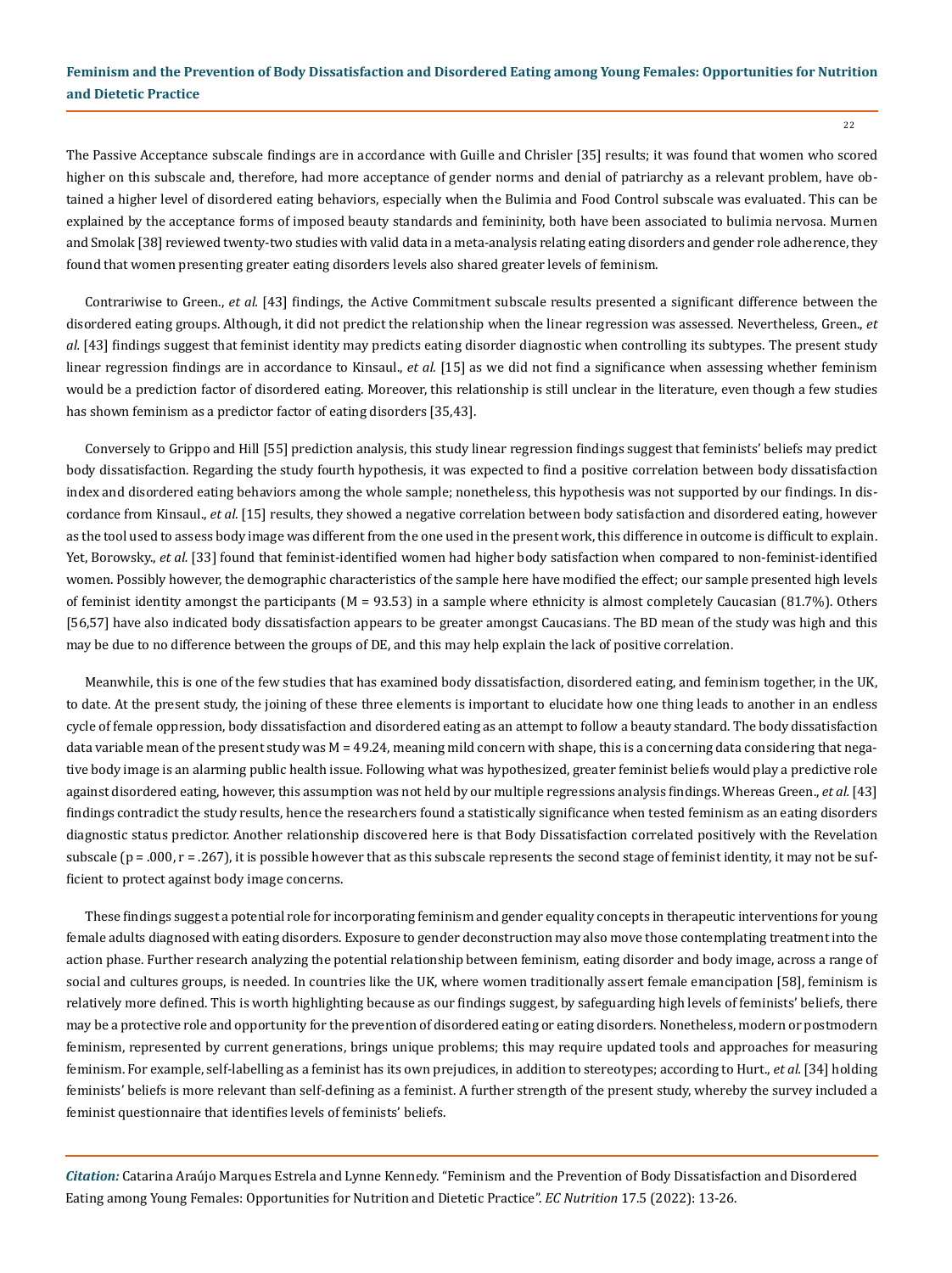The Passive Acceptance subscale findings are in accordance with Guille and Chrisler [35] results; it was found that women who scored higher on this subscale and, therefore, had more acceptance of gender norms and denial of patriarchy as a relevant problem, have obtained a higher level of disordered eating behaviors, especially when the Bulimia and Food Control subscale was evaluated. This can be explained by the acceptance forms of imposed beauty standards and femininity, both have been associated to bulimia nervosa. Murnen and Smolak [38] reviewed twenty-two studies with valid data in a meta-analysis relating eating disorders and gender role adherence, they found that women presenting greater eating disorders levels also shared greater levels of feminism.

Contrariwise to Green., *et al.* [43] findings, the Active Commitment subscale results presented a significant difference between the disordered eating groups. Although, it did not predict the relationship when the linear regression was assessed. Nevertheless, Green., *et al.* [43] findings suggest that feminist identity may predicts eating disorder diagnostic when controlling its subtypes. The present study linear regression findings are in accordance to Kinsaul., *et al.* [15] as we did not find a significance when assessing whether feminism would be a prediction factor of disordered eating. Moreover, this relationship is still unclear in the literature, even though a few studies has shown feminism as a predictor factor of eating disorders [35,43].

Conversely to Grippo and Hill [55] prediction analysis, this study linear regression findings suggest that feminists' beliefs may predict body dissatisfaction. Regarding the study fourth hypothesis, it was expected to find a positive correlation between body dissatisfaction index and disordered eating behaviors among the whole sample; nonetheless, this hypothesis was not supported by our findings. In discordance from Kinsaul., *et al.* [15] results, they showed a negative correlation between body satisfaction and disordered eating, however as the tool used to assess body image was different from the one used in the present work, this difference in outcome is difficult to explain. Yet, Borowsky., *et al.* [33] found that feminist-identified women had higher body satisfaction when compared to non-feminist-identified women. Possibly however, the demographic characteristics of the sample here have modified the effect; our sample presented high levels of feminist identity amongst the participants (M = 93.53) in a sample where ethnicity is almost completely Caucasian (81.7%). Others [56,57] have also indicated body dissatisfaction appears to be greater amongst Caucasians. The BD mean of the study was high and this may be due to no difference between the groups of DE, and this may help explain the lack of positive correlation.

Meanwhile, this is one of the few studies that has examined body dissatisfaction, disordered eating, and feminism together, in the UK, to date. At the present study, the joining of these three elements is important to elucidate how one thing leads to another in an endless cycle of female oppression, body dissatisfaction and disordered eating as an attempt to follow a beauty standard. The body dissatisfaction data variable mean of the present study was M = 49.24, meaning mild concern with shape, this is a concerning data considering that negative body image is an alarming public health issue. Following what was hypothesized, greater feminist beliefs would play a predictive role against disordered eating, however, this assumption was not held by our multiple regressions analysis findings. Whereas Green., *et al.* [43] findings contradict the study results, hence the researchers found a statistically significance when tested feminism as an eating disorders diagnostic status predictor. Another relationship discovered here is that Body Dissatisfaction correlated positively with the Revelation subscale ($p = .000$, $r = .267$), it is possible however that as this subscale represents the second stage of feminist identity, it may not be sufficient to protect against body image concerns.

These findings suggest a potential role for incorporating feminism and gender equality concepts in therapeutic interventions for young female adults diagnosed with eating disorders. Exposure to gender deconstruction may also move those contemplating treatment into the action phase. Further research analyzing the potential relationship between feminism, eating disorder and body image, across a range of social and cultures groups, is needed. In countries like the UK, where women traditionally assert female emancipation [58], feminism is relatively more defined. This is worth highlighting because as our findings suggest, by safeguarding high levels of feminists' beliefs, there may be a protective role and opportunity for the prevention of disordered eating or eating disorders. Nonetheless, modern or postmodern feminism, represented by current generations, brings unique problems; this may require updated tools and approaches for measuring feminism. For example, self-labelling as a feminist has its own prejudices, in addition to stereotypes; according to Hurt., *et al.* [34] holding feminists' beliefs is more relevant than self-defining as a feminist. A further strength of the present study, whereby the survey included a feminist questionnaire that identifies levels of feminists' beliefs.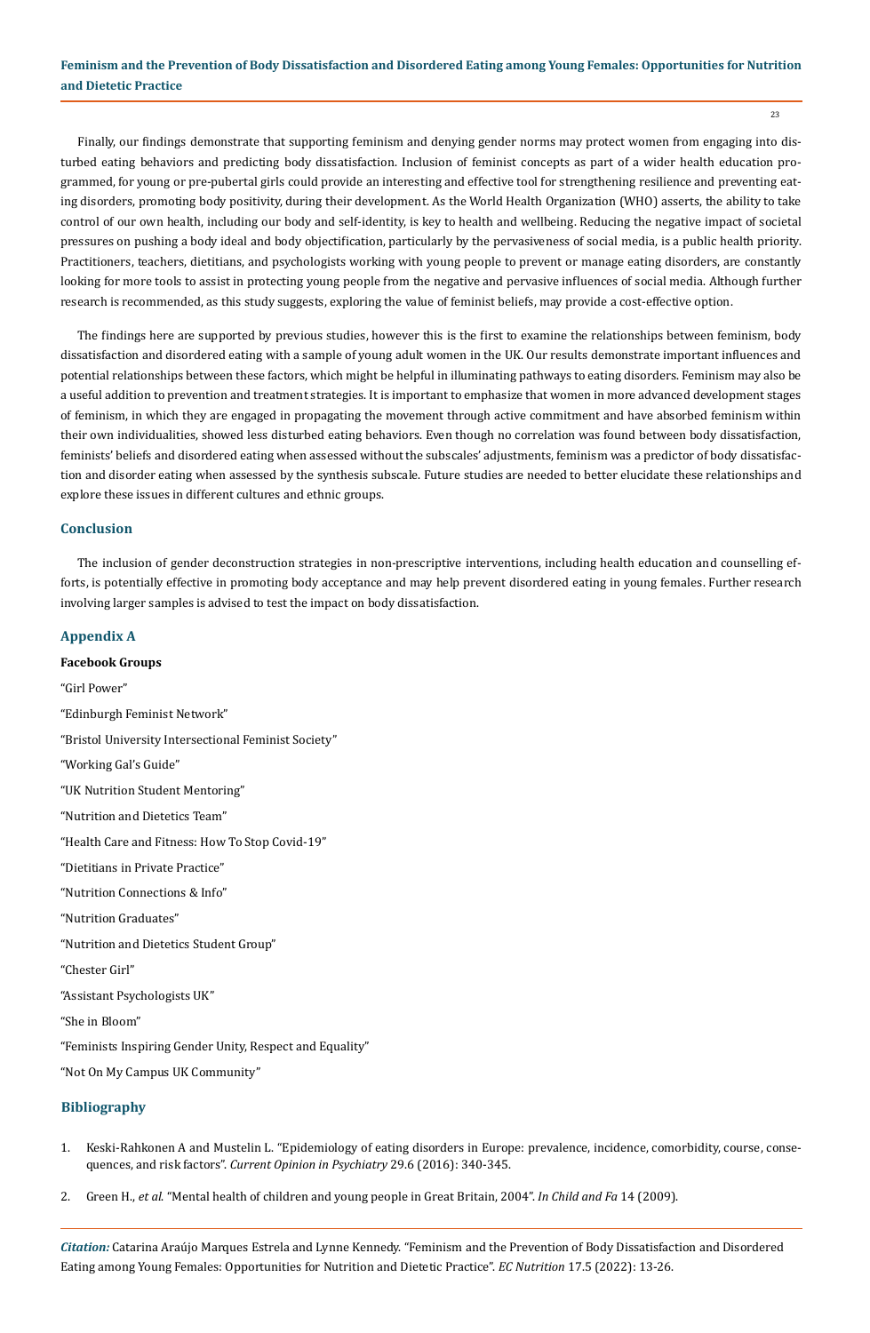Finally, our findings demonstrate that supporting feminism and denying gender norms may protect women from engaging into disturbed eating behaviors and predicting body dissatisfaction. Inclusion of feminist concepts as part of a wider health education programmed, for young or pre-pubertal girls could provide an interesting and effective tool for strengthening resilience and preventing eating disorders, promoting body positivity, during their development. As the World Health Organization (WHO) asserts, the ability to take control of our own health, including our body and self-identity, is key to health and wellbeing. Reducing the negative impact of societal pressures on pushing a body ideal and body objectification, particularly by the pervasiveness of social media, is a public health priority. Practitioners, teachers, dietitians, and psychologists working with young people to prevent or manage eating disorders, are constantly looking for more tools to assist in protecting young people from the negative and pervasive influences of social media. Although further research is recommended, as this study suggests, exploring the value of feminist beliefs, may provide a cost-effective option.

The findings here are supported by previous studies, however this is the first to examine the relationships between feminism, body dissatisfaction and disordered eating with a sample of young adult women in the UK. Our results demonstrate important influences and potential relationships between these factors, which might be helpful in illuminating pathways to eating disorders. Feminism may also be a useful addition to prevention and treatment strategies. It is important to emphasize that women in more advanced development stages of feminism, in which they are engaged in propagating the movement through active commitment and have absorbed feminism within their own individualities, showed less disturbed eating behaviors. Even though no correlation was found between body dissatisfaction, feminists' beliefs and disordered eating when assessed without the subscales' adjustments, feminism was a predictor of body dissatisfaction and disorder eating when assessed by the synthesis subscale. Future studies are needed to better elucidate these relationships and explore these issues in different cultures and ethnic groups.

## Conclusion

The inclusion of gender deconstruction strategies in non-prescriptive interventions, including health education and counselling efforts, is potentially effective in promoting body acceptance and may help prevent disordered eating in young females. Further research involving larger samples is advised to test the impact on body dissatisfaction.

## Appendix A

**Facebook Groups**

"Girl Power"

"Edinburgh Feminist Network"

"Bristol University Intersectional Feminist Society"

"Working Gal's Guide"

"UK Nutrition Student Mentoring"

"Nutrition and Dietetics Team"

"Health Care and Fitness: How To Stop Covid-19"

"Dietitians in Private Practice"

"Nutrition Connections & Info"

"Nutrition Graduates"

"Nutrition and Dietetics Student Group"

"Chester Girl"

"Assistant Psychologists UK"

"She in Bloom"

"Feminists Inspiring Gender Unity, Respect and Equality"

"Not On My Campus UK Community"

## Bibliography

1. Keski-Rahkonen A and Mustelin L. "Epidemiology of eating disorders in Europe: prevalence, incidence, comorbidity, course, consequences, and risk factors". *Current Opinion in Psychiatry* 29.6 (2016): 340-345.
2. Green H., *et al*. "Mental health of children and young people in Great Britain, 2004". *In Child and Fa* 14 (2009).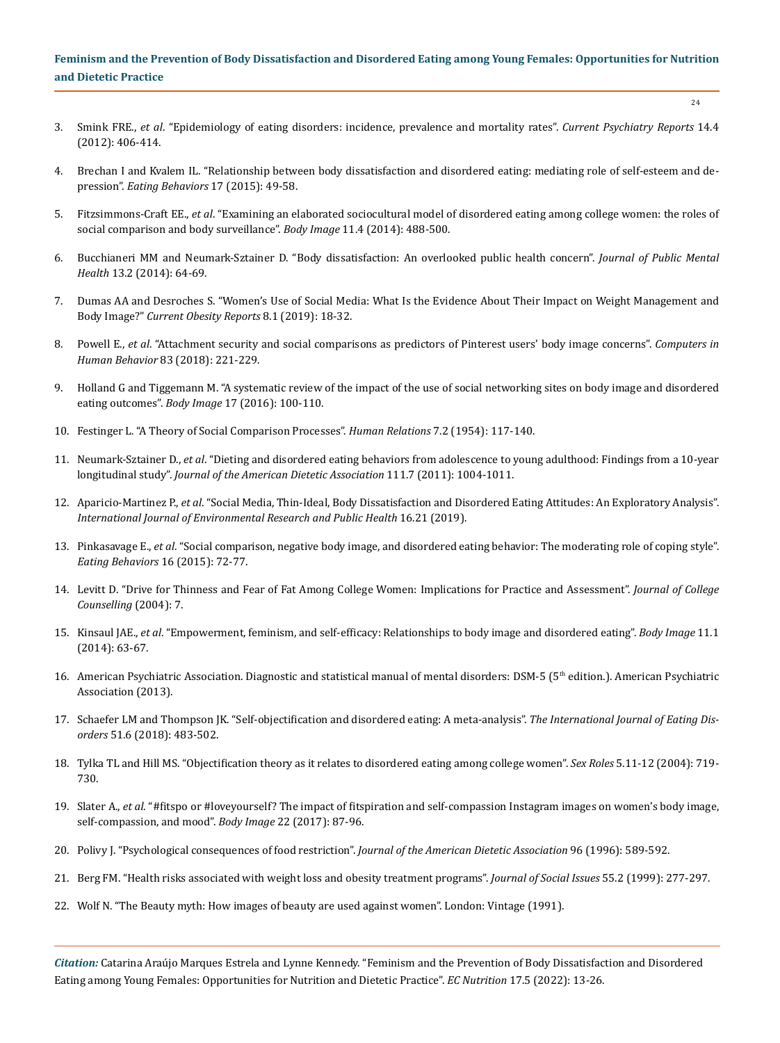3. Smink FRE., *et al*. "Epidemiology of eating disorders: incidence, prevalence and mortality rates". *Current Psychiatry Reports* 14.4 (2012): 406-414.

4. Brechan I and Kvalem IL. "Relationship between body dissatisfaction and disordered eating: mediating role of self-esteem and depression". *Eating Behaviors* 17 (2015): 49-58.

5. Fitzsimmons-Craft EE., *et al*. "Examining an elaborated sociocultural model of disordered eating among college women: the roles of social comparison and body surveillance". *Body Image* 11.4 (2014): 488-500.

6. Bucchianeri MM and Neumark-Sztainer D. "Body dissatisfaction: An overlooked public health concern". *Journal of Public Mental Health* 13.2 (2014): 64-69.

7. Dumas AA and Desroches S. "Women's Use of Social Media: What Is the Evidence About Their Impact on Weight Management and Body Image?" *Current Obesity Reports* 8.1 (2019): 18-32.

8. Powell E., *et al*. "Attachment security and social comparisons as predictors of Pinterest users' body image concerns". *Computers in Human Behavior* 83 (2018): 221-229.

9. Holland G and Tiggemann M. "A systematic review of the impact of the use of social networking sites on body image and disordered eating outcomes". *Body Image* 17 (2016): 100-110.

10. Festinger L. "A Theory of Social Comparison Processes". *Human Relations* 7.2 (1954): 117-140.

11. Neumark-Sztainer D., *et al*. "Dieting and disordered eating behaviors from adolescence to young adulthood: Findings from a 10-year longitudinal study". *Journal of the American Dietetic Association* 111.7 (2011): 1004-1011.

12. Aparicio-Martinez P., *et al*. "Social Media, Thin-Ideal, Body Dissatisfaction and Disordered Eating Attitudes: An Exploratory Analysis". *International Journal of Environmental Research and Public Health* 16.21 (2019).

13. Pinkasavage E., *et al*. "Social comparison, negative body image, and disordered eating behavior: The moderating role of coping style". *Eating Behaviors* 16 (2015): 72-77.

14. Levitt D. "Drive for Thinness and Fear of Fat Among College Women: Implications for Practice and Assessment". *Journal of College Counselling* (2004): 7.

15. Kinsaul JAE., *et al*. "Empowerment, feminism, and self-efficacy: Relationships to body image and disordered eating". *Body Image* 11.1 (2014): 63-67.

16. American Psychiatric Association. Diagnostic and statistical manual of mental disorders: DSM-5 (5th edition.). American Psychiatric Association (2013).

17. Schaefer LM and Thompson JK. "Self-objectification and disordered eating: A meta-analysis". *The International Journal of Eating Disorders* 51.6 (2018): 483-502.

18. Tylka TL and Hill MS. "Objectification theory as it relates to disordered eating among college women". *Sex Roles* 5.11-12 (2004): 719-730.

19. Slater A., *et al*. "#fitspo or #loveyourself? The impact of fitspiration and self-compassion Instagram images on women's body image, self-compassion, and mood". *Body Image* 22 (2017): 87-96.

20. Polivy J. "Psychological consequences of food restriction". *Journal of the American Dietetic Association* 96 (1996): 589-592.

21. Berg FM. "Health risks associated with weight loss and obesity treatment programs". *Journal of Social Issues* 55.2 (1999): 277-297.

22. Wolf N. "The Beauty myth: How images of beauty are used against women". London: Vintage (1991).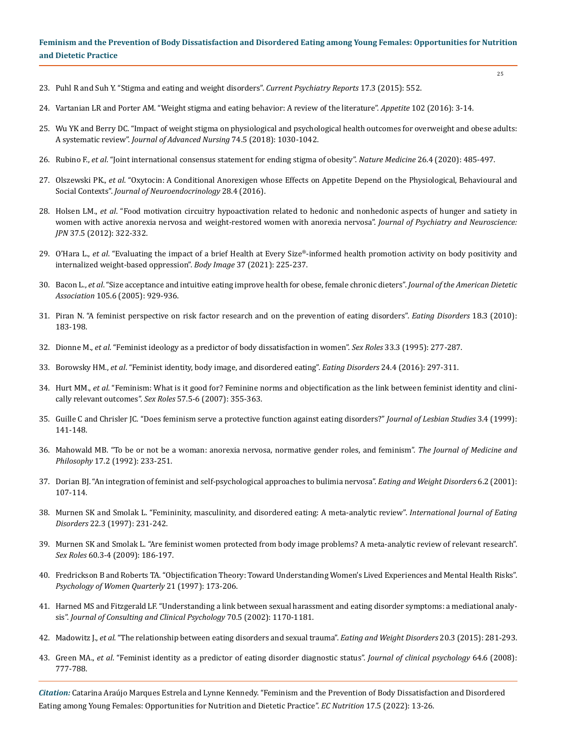23. Puhl R and Suh Y. "Stigma and eating and weight disorders". *Current Psychiatry Reports* 17.3 (2015): 552.

24. Vartanian LR and Porter AM. "Weight stigma and eating behavior: A review of the literature". *Appetite* 102 (2016): 3-14.

25. Wu YK and Berry DC. "Impact of weight stigma on physiological and psychological health outcomes for overweight and obese adults: A systematic review". *Journal of Advanced Nursing* 74.5 (2018): 1030-1042.

26. Rubino F., *et al*. "Joint international consensus statement for ending stigma of obesity". *Nature Medicine* 26.4 (2020): 485-497.

27. Olszewski PK., *et al*. "Oxytocin: A Conditional Anorexigen whose Effects on Appetite Depend on the Physiological, Behavioural and Social Contexts". *Journal of Neuroendocrinology* 28.4 (2016).

28. Holsen LM., *et al*. "Food motivation circuitry hypoactivation related to hedonic and nonhedonic aspects of hunger and satiety in women with active anorexia nervosa and weight-restored women with anorexia nervosa". *Journal of Psychiatry and Neuroscience: JPN* 37.5 (2012): 322-332.

29. O'Hara L., *et al*. "Evaluating the impact of a brief Health at Every Size®-informed health promotion activity on body positivity and internalized weight-based oppression". *Body Image* 37 (2021): 225-237.

30. Bacon L., *et al*. "Size acceptance and intuitive eating improve health for obese, female chronic dieters". *Journal of the American Dietetic Association* 105.6 (2005): 929-936.

31. Piran N. "A feminist perspective on risk factor research and on the prevention of eating disorders". *Eating Disorders* 18.3 (2010): 183-198.

32. Dionne M., *et al*. "Feminist ideology as a predictor of body dissatisfaction in women". *Sex Roles* 33.3 (1995): 277-287.

33. Borowsky HM., *et al*. "Feminist identity, body image, and disordered eating". *Eating Disorders* 24.4 (2016): 297-311.

34. Hurt MM., *et al*. "Feminism: What is it good for? Feminine norms and objectification as the link between feminist identity and clinically relevant outcomes". *Sex Roles* 57.5-6 (2007): 355-363.

35. Guille C and Chrisler JC. "Does feminism serve a protective function against eating disorders?" *Journal of Lesbian Studies* 3.4 (1999): 141-148.

36. Mahowald MB. "To be or not be a woman: anorexia nervosa, normative gender roles, and feminism". *The Journal of Medicine and Philosophy* 17.2 (1992): 233-251.

37. Dorian BJ. "An integration of feminist and self-psychological approaches to bulimia nervosa". *Eating and Weight Disorders* 6.2 (2001): 107-114.

38. Murnen SK and Smolak L. "Femininity, masculinity, and disordered eating: A meta-analytic review". *International Journal of Eating Disorders* 22.3 (1997): 231-242.

39. Murnen SK and Smolak L. "Are feminist women protected from body image problems? A meta-analytic review of relevant research". *Sex Roles* 60.3-4 (2009): 186-197.

40. Fredrickson B and Roberts TA. "Objectification Theory: Toward Understanding Women's Lived Experiences and Mental Health Risks". *Psychology of Women Quarterly* 21 (1997): 173-206.

41. Harned MS and Fitzgerald LF. "Understanding a link between sexual harassment and eating disorder symptoms: a mediational analysis". *Journal of Consulting and Clinical Psychology* 70.5 (2002): 1170-1181.

42. Madowitz J., *et al*. "The relationship between eating disorders and sexual trauma". *Eating and Weight Disorders* 20.3 (2015): 281-293.

43. Green MA., *et al*. "Feminist identity as a predictor of eating disorder diagnostic status". *Journal of clinical psychology* 64.6 (2008): 777-788.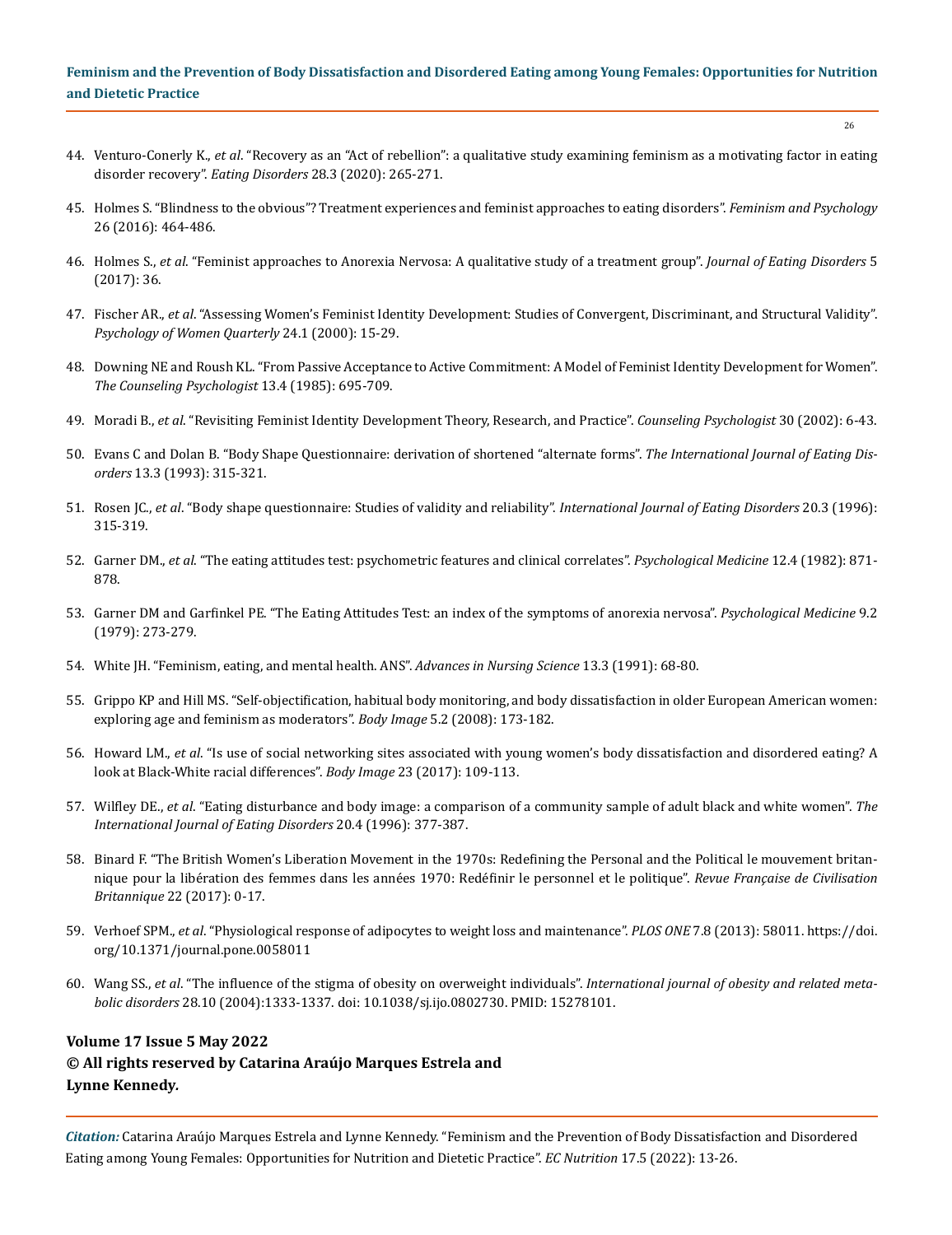44. Venturo-Conerly K., *et al*. "Recovery as an "Act of rebellion": a qualitative study examining feminism as a motivating factor in eating disorder recovery". *Eating Disorders* 28.3 (2020): 265-271.

45. Holmes S. "Blindness to the obvious"? Treatment experiences and feminist approaches to eating disorders". *Feminism and Psychology* 26 (2016): 464-486.

46. Holmes S., *et al*. "Feminist approaches to Anorexia Nervosa: A qualitative study of a treatment group". *Journal of Eating Disorders* 5 (2017): 36.

47. Fischer AR., *et al*. "Assessing Women's Feminist Identity Development: Studies of Convergent, Discriminant, and Structural Validity". *Psychology of Women Quarterly* 24.1 (2000): 15-29.

48. Downing NE and Roush KL. "From Passive Acceptance to Active Commitment: A Model of Feminist Identity Development for Women". *The Counseling Psychologist* 13.4 (1985): 695-709.

49. Moradi B., *et al*. "Revisiting Feminist Identity Development Theory, Research, and Practice". *Counseling Psychologist* 30 (2002): 6-43.

50. Evans C and Dolan B. "Body Shape Questionnaire: derivation of shortened "alternate forms". *The International Journal of Eating Disorders* 13.3 (1993): 315-321.

51. Rosen JC., *et al*. "Body shape questionnaire: Studies of validity and reliability". *International Journal of Eating Disorders* 20.3 (1996): 315-319.

52. Garner DM., *et al*. "The eating attitudes test: psychometric features and clinical correlates". *Psychological Medicine* 12.4 (1982): 871-878.

53. Garner DM and Garfinkel PE. "The Eating Attitudes Test: an index of the symptoms of anorexia nervosa". *Psychological Medicine* 9.2 (1979): 273-279.

54. White JH. "Feminism, eating, and mental health. ANS". *Advances in Nursing Science* 13.3 (1991): 68-80.

55. Grippo KP and Hill MS. "Self-objectification, habitual body monitoring, and body dissatisfaction in older European American women: exploring age and feminism as moderators". *Body Image* 5.2 (2008): 173-182.

56. Howard LM., *et al*. "Is use of social networking sites associated with young women's body dissatisfaction and disordered eating? A look at Black-White racial differences". *Body Image* 23 (2017): 109-113.

57. Wilfley DE., *et al*. "Eating disturbance and body image: a comparison of a community sample of adult black and white women". *The International Journal of Eating Disorders* 20.4 (1996): 377-387.

58. Binard F. "The British Women's Liberation Movement in the 1970s: Redefining the Personal and the Political le mouvement britannique pour la libération des femmes dans les années 1970: Redéfinir le personnel et le politique". *Revue Française de Civilisation Britannique* 22 (2017): 0-17.

59. Verhoef SPM., *et al*. "Physiological response of adipocytes to weight loss and maintenance". *PLOS ONE* 7.8 (2013): 58011. https://doi.org/10.1371/journal.pone.0058011

60. Wang SS., *et al*. "The influence of the stigma of obesity on overweight individuals". *International journal of obesity and related metabolic disorders* 28.10 (2004):1333-1337. doi: 10.1038/sj.ijo.0802730. PMID: 15278101.

**Volume 17 Issue 5 May 2022**
**© All rights reserved by Catarina Araújo Marques Estrela and Lynne Kennedy.**